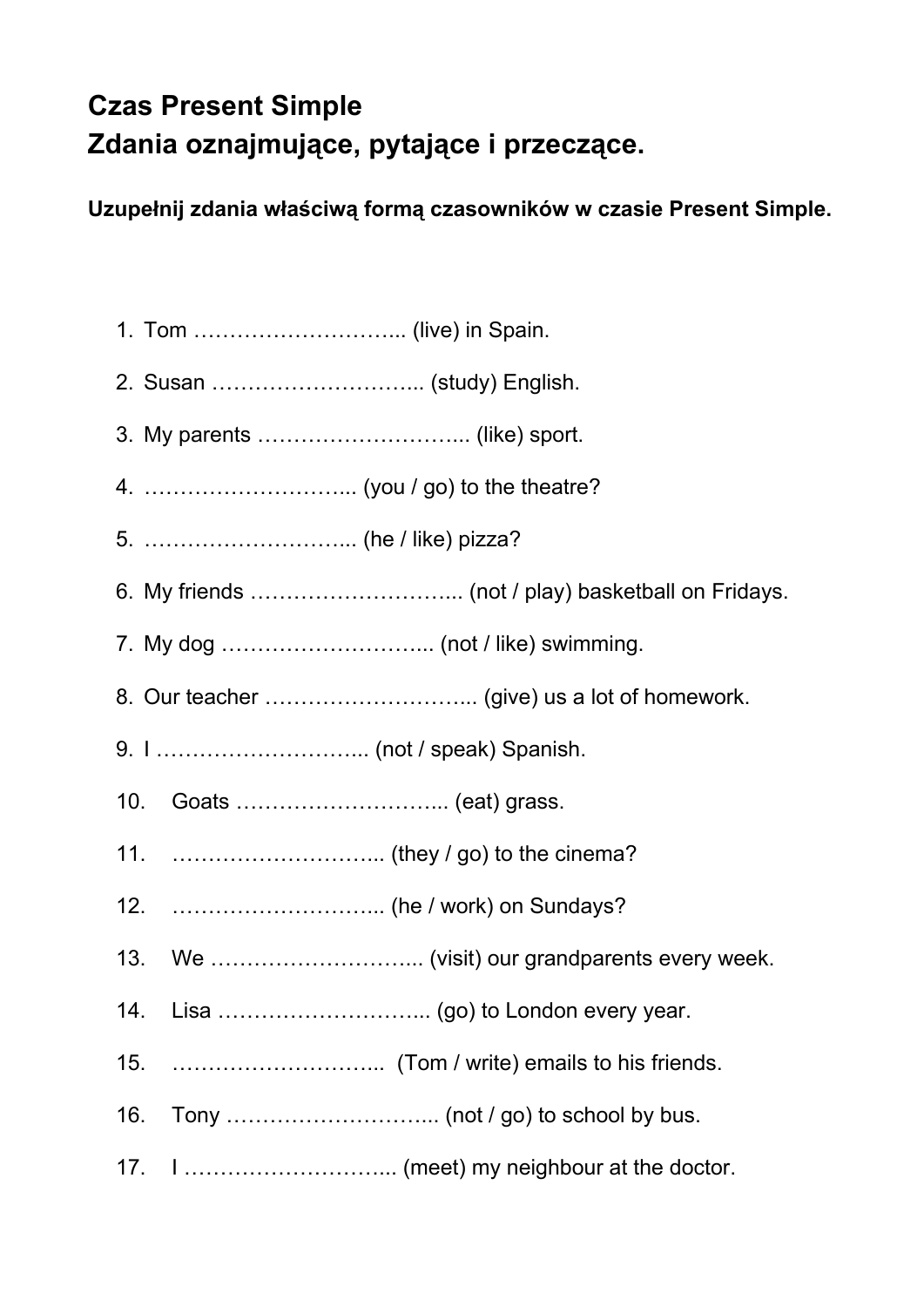# Czas Present Simple
# Zdania oznajmujące, pytające i przeczące.

**Uzupełnij zdania właściwą formą czasowników w czasie Present Simple.**

1. Tom ………………………... (live) in Spain.
2. Susan ………………………... (study) English.
3. My parents ………………………... (like) sport.
4. ………………………... (you / go) to the theatre?
5. ………………………... (he / like) pizza?
6. My friends ………………………... (not / play) basketball on Fridays.
7. My dog ………………………... (not / like) swimming.
8. Our teacher ………………………... (give) us a lot of homework.
9. I ………………………... (not / speak) Spanish.
10. Goats ………………………... (eat) grass.
11. ………………………... (they / go) to the cinema?
12. ………………………... (he / work) on Sundays?
13. We ………………………... (visit) our grandparents every week.
14. Lisa ………………………... (go) to London every year.
15. ………………………... (Tom / write) emails to his friends.
16. Tony ………………………... (not / go) to school by bus.
17. I ………………………... (meet) my neighbour at the doctor.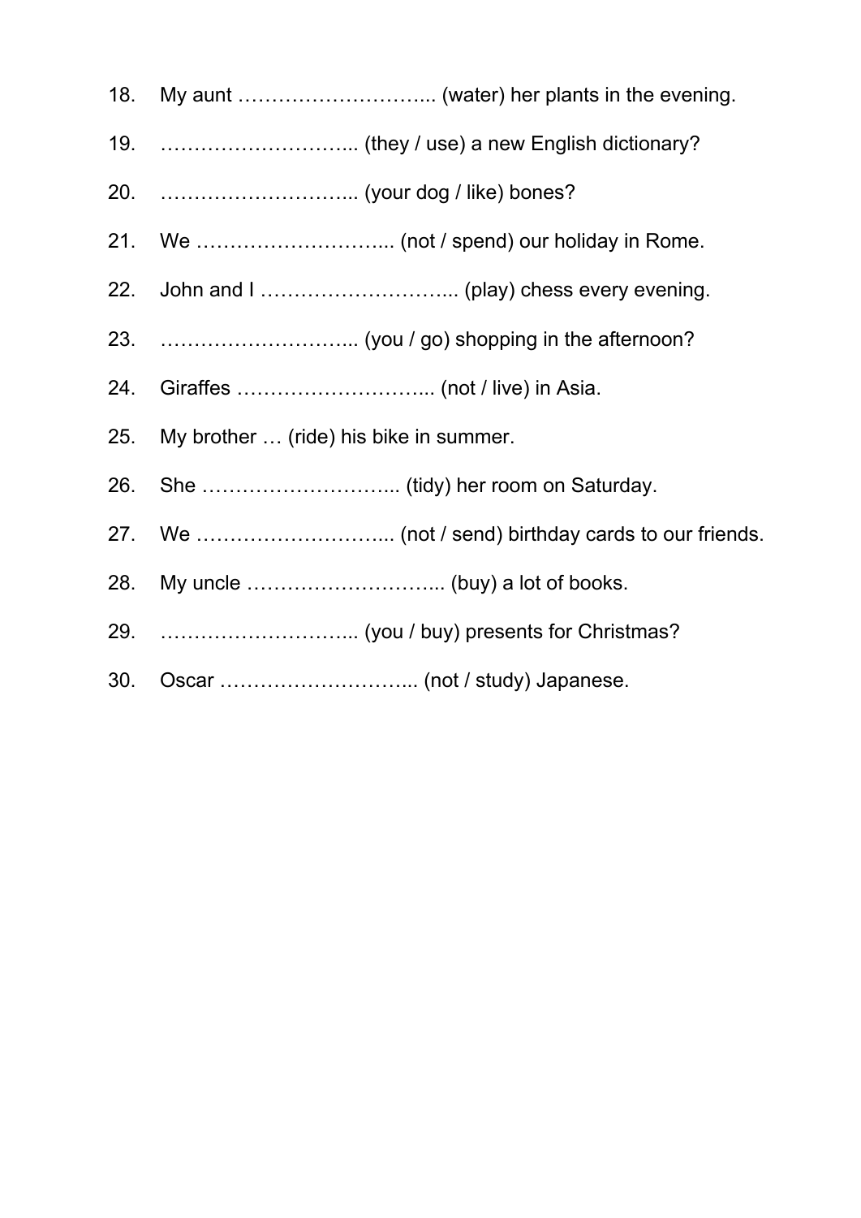18. My aunt ……………………….. (water) her plants in the evening.
19. ……………………….. (they / use) a new English dictionary?
20. ……………………….. (your dog / like) bones?
21. We ……………………….. (not / spend) our holiday in Rome.
22. John and I ……………………….. (play) chess every evening.
23. ……………………….. (you / go) shopping in the afternoon?
24. Giraffes ……………………….. (not / live) in Asia.
25. My brother … (ride) his bike in summer.
26. She ……………………….. (tidy) her room on Saturday.
27. We ……………………….. (not / send) birthday cards to our friends.
28. My uncle ……………………….. (buy) a lot of books.
29. ……………………….. (you / buy) presents for Christmas?
30. Oscar ……………………….. (not / study) Japanese.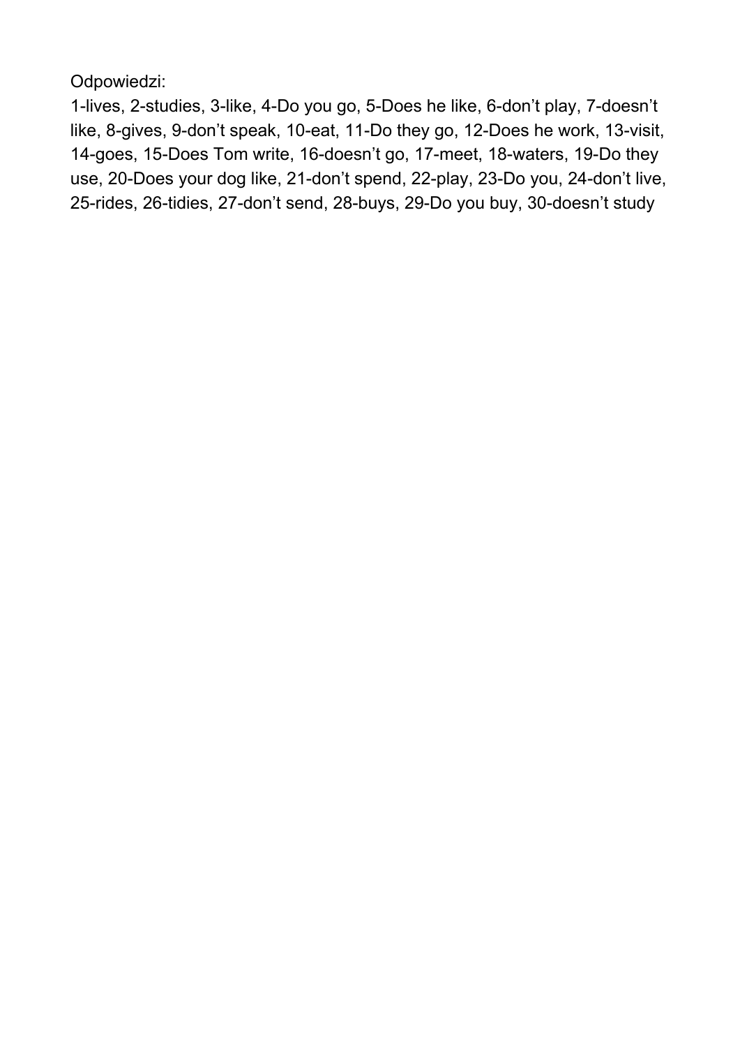Odpowiedzi:

1-lives, 2-studies, 3-like, 4-Do you go, 5-Does he like, 6-don't play, 7-doesn't like, 8-gives, 9-don't speak, 10-eat, 11-Do they go, 12-Does he work, 13-visit, 14-goes, 15-Does Tom write, 16-doesn't go, 17-meet, 18-waters, 19-Do they use, 20-Does your dog like, 21-don't spend, 22-play, 23-Do you, 24-don't live, 25-rides, 26-tidies, 27-don't send, 28-buys, 29-Do you buy, 30-doesn't study